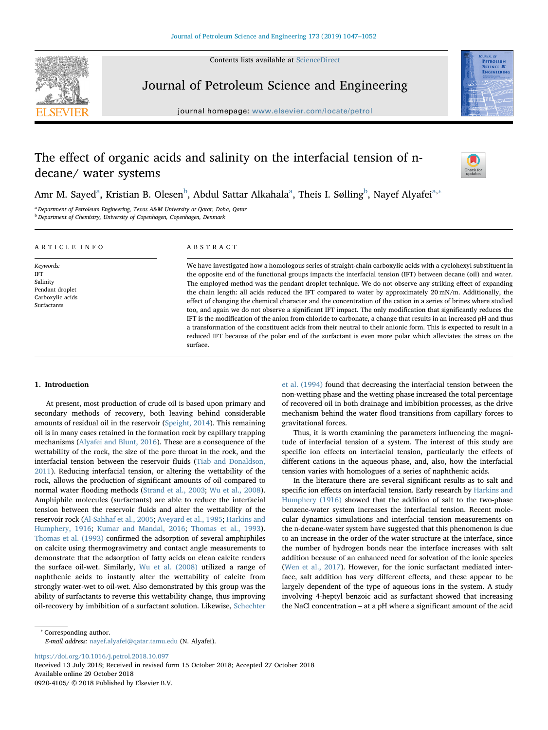# The effect of organic acids and salinity on the interfacial tension of n-decane/ water systems

Amr M. Sayed[a], Kristian B. Olesen[b], Abdul Sattar Alkahala[a], Theis I. Sølling[b], Nayef Alyafei[a,*]

[a] Department of Petroleum Engineering, Texas A&M University at Qatar, Doha, Qatar
[b] Department of Chemistry, University of Copenhagen, Copenhagen, Denmark

## ARTICLE INFO

*Keywords:*
IFT
Salinity
Pendant droplet
Carboxylic acids
Surfactants

## ABSTRACT

We have investigated how a homologous series of straight-chain carboxylic acids with a cyclohexyl substituent in the opposite end of the functional groups impacts the interfacial tension (IFT) between decane (oil) and water. The employed method was the pendant droplet technique. We do not observe any striking effect of expanding the chain length: all acids reduced the IFT compared to water by approximately 20 mN/m. Additionally, the effect of changing the chemical character and the concentration of the cation in a series of brines where studied too, and again we do not observe a significant IFT impact. The only modification that significantly reduces the IFT is the modification of the anion from chloride to carbonate, a change that results in an increased pH and thus a transformation of the constituent acids from their neutral to their anionic form. This is expected to result in a reduced IFT because of the polar end of the surfactant is even more polar which alleviates the stress on the surface.

## 1. Introduction

At present, most production of crude oil is based upon primary and secondary methods of recovery, both leaving behind considerable amounts of residual oil in the reservoir (Speight, 2014). This remaining oil is in many cases retained in the formation rock by capillary trapping mechanisms (Alyafei and Blunt, 2016). These are a consequence of the wettability of the rock, the size of the pore throat in the rock, and the interfacial tension between the reservoir fluids (Tiab and Donaldson, 2011). Reducing interfacial tension, or altering the wettability of the rock, allows the production of significant amounts of oil compared to normal water flooding methods (Strand et al., 2003; Wu et al., 2008). Amphiphile molecules (surfactants) are able to reduce the interfacial tension between the reservoir fluids and alter the wettability of the reservoir rock (Al-Sahhaf et al., 2005; Aveyard et al., 1985; Harkins and Humphery, 1916; Kumar and Mandal, 2016; Thomas et al., 1993). Thomas et al. (1993) confirmed the adsorption of several amphiphiles on calcite using thermogravimetry and contact angle measurements to demonstrate that the adsorption of fatty acids on clean calcite renders the surface oil-wet. Similarly, Wu et al. (2008) utilized a range of naphthenic acids to instantly alter the wettability of calcite from strongly water-wet to oil-wet. Also demonstrated by this group was the ability of surfactants to reverse this wettability change, thus improving oil-recovery by imbibition of a surfactant solution. Likewise, Schechter et al. (1994) found that decreasing the interfacial tension between the non-wetting phase and the wetting phase increased the total percentage of recovered oil in both drainage and imbibition processes, as the drive mechanism behind the water flood transitions from capillary forces to gravitational forces.

Thus, it is worth examining the parameters influencing the magnitude of interfacial tension of a system. The interest of this study are specific ion effects on interfacial tension, particularly the effects of different cations in the aqueous phase, and, also, how the interfacial tension varies with homologues of a series of naphthenic acids.

In the literature there are several significant results as to salt and specific ion effects on interfacial tension. Early research by Harkins and Humphery (1916) showed that the addition of salt to the two-phase benzene-water system increases the interfacial tension. Recent molecular dynamics simulations and interfacial tension measurements on the n-decane-water system have suggested that this phenomenon is due to an increase in the order of the water structure at the interface, since the number of hydrogen bonds near the interface increases with salt addition because of an enhanced need for solvation of the ionic species (Wen et al., 2017). However, for the ionic surfactant mediated interface, salt addition has very different effects, and these appear to be largely dependent of the type of aqueous ions in the system. A study involving 4-heptyl benzoic acid as surfactant showed that increasing the NaCl concentration – at a pH where a significant amount of the acid

* Corresponding author.
*E-mail address:* nayef.alyafei@qatar.tamu.edu (N. Alyafei).

https://doi.org/10.1016/j.petrol.2018.10.097
Received 13 July 2018; Received in revised form 15 October 2018; Accepted 27 October 2018
Available online 29 October 2018
0920-4105/ © 2018 Published by Elsevier B.V.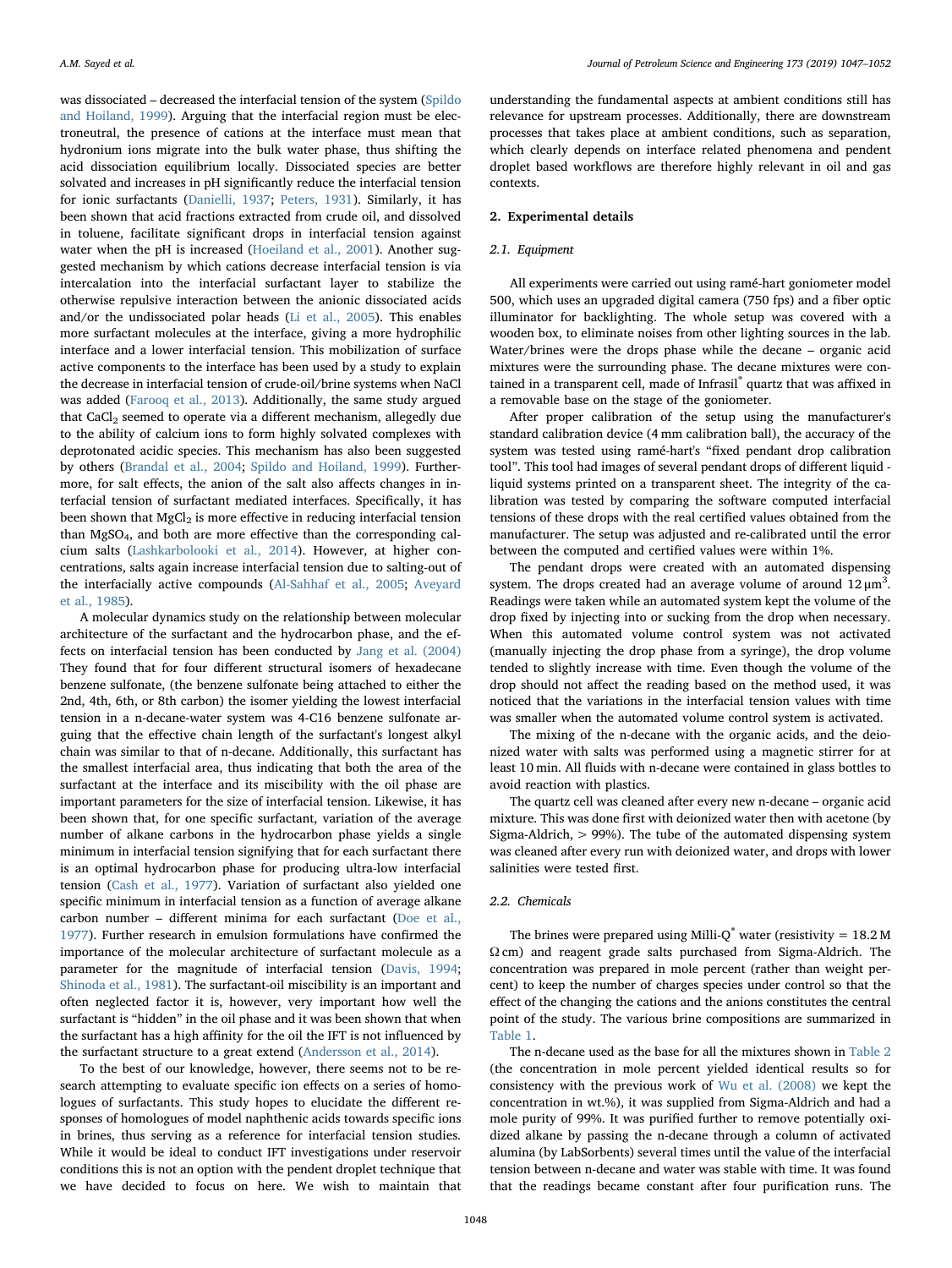was dissociated – decreased the interfacial tension of the system (Spildo and Hoiland, 1999). Arguing that the interfacial region must be electroneutral, the presence of cations at the interface must mean that hydronium ions migrate into the bulk water phase, thus shifting the acid dissociation equilibrium locally. Dissociated species are better solvated and increases in pH significantly reduce the interfacial tension for ionic surfactants (Danielli, 1937; Peters, 1931). Similarly, it has been shown that acid fractions extracted from crude oil, and dissolved in toluene, facilitate significant drops in interfacial tension against water when the pH is increased (Hoeiland et al., 2001). Another suggested mechanism by which cations decrease interfacial tension is via intercalation into the interfacial surfactant layer to stabilize the otherwise repulsive interaction between the anionic dissociated acids and/or the undissociated polar heads (Li et al., 2005). This enables more surfactant molecules at the interface, giving a more hydrophilic interface and a lower interfacial tension. This mobilization of surface active components to the interface has been used by a study to explain the decrease in interfacial tension of crude-oil/brine systems when NaCl was added (Farooq et al., 2013). Additionally, the same study argued that $CaCl_2$ seemed to operate via a different mechanism, allegedly due to the ability of calcium ions to form highly solvated complexes with deprotonated acidic species. This mechanism has also been suggested by others (Brandal et al., 2004; Spildo and Hoiland, 1999). Furthermore, for salt effects, the anion of the salt also affects changes in interfacial tension of surfactant mediated interfaces. Specifically, it has been shown that $MgCl_2$ is more effective in reducing interfacial tension than $MgSO_4$, and both are more effective than the corresponding calcium salts (Lashkarbolooki et al., 2014). However, at higher concentrations, salts again increase interfacial tension due to salting-out of the interfacially active compounds (Al-Sahhaf et al., 2005; Aveyard et al., 1985).

A molecular dynamics study on the relationship between molecular architecture of the surfactant and the hydrocarbon phase, and the effects on interfacial tension has been conducted by Jang et al. (2004) They found that for four different structural isomers of hexadecane benzene sulfonate, (the benzene sulfonate being attached to either the 2nd, 4th, 6th, or 8th carbon) the isomer yielding the lowest interfacial tension in a n-decane-water system was 4-C16 benzene sulfonate arguing that the effective chain length of the surfactant's longest alkyl chain was similar to that of n-decane. Additionally, this surfactant has the smallest interfacial area, thus indicating that both the area of the surfactant at the interface and its miscibility with the oil phase are important parameters for the size of interfacial tension. Likewise, it has been shown that, for one specific surfactant, variation of the average number of alkane carbons in the hydrocarbon phase yields a single minimum in interfacial tension signifying that for each surfactant there is an optimal hydrocarbon phase for producing ultra-low interfacial tension (Cash et al., 1977). Variation of surfactant also yielded one specific minimum in interfacial tension as a function of average alkane carbon number – different minima for each surfactant (Doe et al., 1977). Further research in emulsion formulations have confirmed the importance of the molecular architecture of surfactant molecule as a parameter for the magnitude of interfacial tension (Davis, 1994; Shinoda et al., 1981). The surfactant-oil miscibility is an important and often neglected factor it is, however, very important how well the surfactant is "hidden" in the oil phase and it was been shown that when the surfactant has a high affinity for the oil the IFT is not influenced by the surfactant structure to a great extend (Andersson et al., 2014).

To the best of our knowledge, however, there seems not to be research attempting to evaluate specific ion effects on a series of homologues of surfactants. This study hopes to elucidate the different responses of homologues of model naphthenic acids towards specific ions in brines, thus serving as a reference for interfacial tension studies. While it would be ideal to conduct IFT investigations under reservoir conditions this is not an option with the pendent droplet technique that we have decided to focus on here. We wish to maintain that understanding the fundamental aspects at ambient conditions still has relevance for upstream processes. Additionally, there are downstream processes that takes place at ambient conditions, such as separation, which clearly depends on interface related phenomena and pendent droplet based workflows are therefore highly relevant in oil and gas contexts.

## 2. Experimental details

### 2.1. Equipment

All experiments were carried out using ramé-hart goniometer model 500, which uses an upgraded digital camera (750 fps) and a fiber optic illuminator for backlighting. The whole setup was covered with a wooden box, to eliminate noises from other lighting sources in the lab. Water/brines were the drops phase while the decane – organic acid mixtures were the surrounding phase. The decane mixtures were contained in a transparent cell, made of Infrasil® quartz that was affixed in a removable base on the stage of the goniometer.

After proper calibration of the setup using the manufacturer's standard calibration device (4 mm calibration ball), the accuracy of the system was tested using ramé-hart's "fixed pendant drop calibration tool". This tool had images of several pendant drops of different liquid - liquid systems printed on a transparent sheet. The integrity of the calibration was tested by comparing the software computed interfacial tensions of these drops with the real certified values obtained from the manufacturer. The setup was adjusted and re-calibrated until the error between the computed and certified values were within 1%.

The pendant drops were created with an automated dispensing system. The drops created had an average volume of around 12 $\mu m^3$. Readings were taken while an automated system kept the volume of the drop fixed by injecting into or sucking from the drop when necessary. When this automated volume control system was not activated (manually injecting the drop phase from a syringe), the drop volume tended to slightly increase with time. Even though the volume of the drop should not affect the reading based on the method used, it was noticed that the variations in the interfacial tension values with time was smaller when the automated volume control system is activated.

The mixing of the n-decane with the organic acids, and the deionized water with salts was performed using a magnetic stirrer for at least 10 min. All fluids with n-decane were contained in glass bottles to avoid reaction with plastics.

The quartz cell was cleaned after every new n-decane – organic acid mixture. This was done first with deionized water then with acetone (by Sigma-Aldrich, > 99%). The tube of the automated dispensing system was cleaned after every run with deionized water, and drops with lower salinities were tested first.

### 2.2. Chemicals

The brines were prepared using Milli-Q® water (resistivity = 18.2 M Ω cm) and reagent grade salts purchased from Sigma-Aldrich. The concentration was prepared in mole percent (rather than weight percent) to keep the number of charges species under control so that the effect of the changing the cations and the anions constitutes the central point of the study. The various brine compositions are summarized in Table 1.

The n-decane used as the base for all the mixtures shown in Table 2 (the concentration in mole percent yielded identical results so for consistency with the previous work of Wu et al. (2008) we kept the concentration in wt.%), it was supplied from Sigma-Aldrich and had a mole purity of 99%. It was purified further to remove potentially oxidized alkane by passing the n-decane through a column of activated alumina (by LabSorbents) several times until the value of the interfacial tension between n-decane and water was stable with time. It was found that the readings became constant after four purification runs. The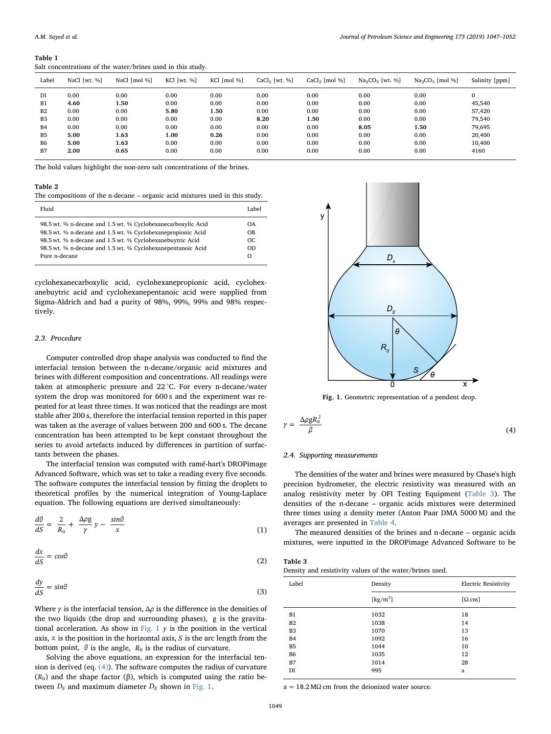**Table 1**
Salt concentrations of the water/brines used in this study.

| Label | NaCl [wt. %] | NaCl [mol %] | KCl [wt. %] | KCl [mol %] | $CaCl_2$ [wt. %] | $CaCl_2$ [mol %] | $Na_2CO_3$ [wt. %] | $Na_2CO_3$ [mol %] | Salinity [ppm] |
|---|---|---|---|---|---|---|---|---|---|
| DI | 0.00 | 0.00 | 0.00 | 0.00 | 0.00 | 0.00 | 0.00 | 0.00 | 0 |
| B1 | **4.60** | **1.50** | 0.00 | 0.00 | 0.00 | 0.00 | 0.00 | 0.00 | 45,540 |
| B2 | 0.00 | 0.00 | **5.80** | **1.50** | 0.00 | 0.00 | 0.00 | 0.00 | 57,420 |
| B3 | 0.00 | 0.00 | 0.00 | 0.00 | **8.20** | **1.50** | 0.00 | 0.00 | 79,540 |
| B4 | 0.00 | 0.00 | 0.00 | 0.00 | 0.00 | 0.00 | **8.05** | **1.50** | 79,695 |
| B5 | **5.00** | **1.63** | **1.00** | **0.26** | 0.00 | 0.00 | 0.00 | 0.00 | 20,400 |
| B6 | **5.00** | **1.63** | 0.00 | 0.00 | 0.00 | 0.00 | 0.00 | 0.00 | 10,400 |
| B7 | **2.00** | **0.65** | 0.00 | 0.00 | 0.00 | 0.00 | 0.00 | 0.00 | 4160 |

The bold values highlight the non-zero salt concentrations of the brines.

**Table 2**
The compositions of the n-decane – organic acid mixtures used in this study.

| Fluid | Label |
|---|---|
| 98.5 wt. % n-decane and 1.5 wt. % Cyclohexanecarboxylic Acid | OA |
| 98.5 wt. % n-decane and 1.5 wt. % Cyclohexanepropionic Acid | OB |
| 98.5 wt. % n-decane and 1.5 wt. % Cyclohexanebuytric Acid | OC |
| 98.5 wt. % n-decane and 1.5 wt. % Cyclohexanepentanoic Acid | OD |
| Pure n-decane | O |

cyclohexanecarboxylic acid, cyclohexanepropionic acid, cyclohexanebuytric acid and cyclohexanepentanoic acid were supplied from Sigma-Aldrich and had a purity of 98%, 99%, 99% and 98% respectively.

### 2.3. Procedure

Computer controlled drop shape analysis was conducted to find the interfacial tension between the n-decane/organic acid mixtures and brines with different composition and concentrations. All readings were taken at atmospheric pressure and 22 °C. For every n-decane/water system the drop was monitored for 600 s and the experiment was repeated for at least three times. It was noticed that the readings are most stable after 200 s, therefore the interfacial tension reported in this paper was taken as the average of values between 200 and 600 s. The decane concentration has been attempted to be kept constant throughout the series to avoid artefacts induced by differences in partition of surfactants between the phases.

The interfacial tension was computed with ramé-hart's DROPimage Advanced Software, which was set to take a reading every five seconds. The software computes the interfacial tension by fitting the droplets to theoretical profiles by the numerical integration of Young-Laplace equation. The following equations are derived simultaneously:

$$\frac{d\theta}{dS} = \frac{2}{R_0} + \frac{\Delta\rho g}{\gamma}y - \frac{\sin\theta}{x} \tag{1}$$

$$\frac{dx}{dS} = \cos\theta \tag{2}$$

$$\frac{dy}{dS} = \sin\theta \tag{3}$$

Where $\gamma$ is the interfacial tension, $\Delta\rho$ is the difference in the densities of the two liquids (the drop and surrounding phases), g is the gravitational acceleration. As show in Fig. 1 $y$ is the position in the vertical axis, $x$ is the position in the horizontal axis, $S$ is the arc length from the bottom point, $\theta$ is the angle, $R_0$ is the radius of curvature.

Solving the above equations, an expression for the interfacial tension is derived (eq. (4)). The software computes the radius of curvature ($R_0$) and the shape factor (β), which is computed using the ratio between $D_S$ and maximum diameter $D_E$ shown in Fig. 1.

**Fig. 1.** Geometric representation of a pendent drop.

$$\gamma = \frac{\Delta\rho g R_0^2}{\beta} \tag{4}$$

### 2.4. Supporting measurements

The densities of the water and brines were measured by Chase's high precision hydrometer, the electric resistivity was measured with an analog resistivity meter by OFI Testing Equipment (Table 3). The densities of the n-decane – organic acids mixtures were determined three times using a density meter (Anton Paar DMA 5000 M) and the averages are presented in Table 4.

The measured densities of the brines and n-decane – organic acids mixtures, were inputted in the DROPimage Advanced Software to be

**Table 3**
Density and resistivity values of the water/brines used.

| Label | Density | Electric Resistivity |
|---|---|---|
| | [kg/m$^3$] | [Ω.cm] |
| B1 | 1032 | 18 |
| B2 | 1038 | 14 |
| B3 | 1070 | 13 |
| B4 | 1092 | 16 |
| B5 | 1044 | 10 |
| B6 | 1035 | 12 |
| B7 | 1014 | 28 |
| DI | 995 | a |

a = 18.2 MΩ cm from the deionized water source.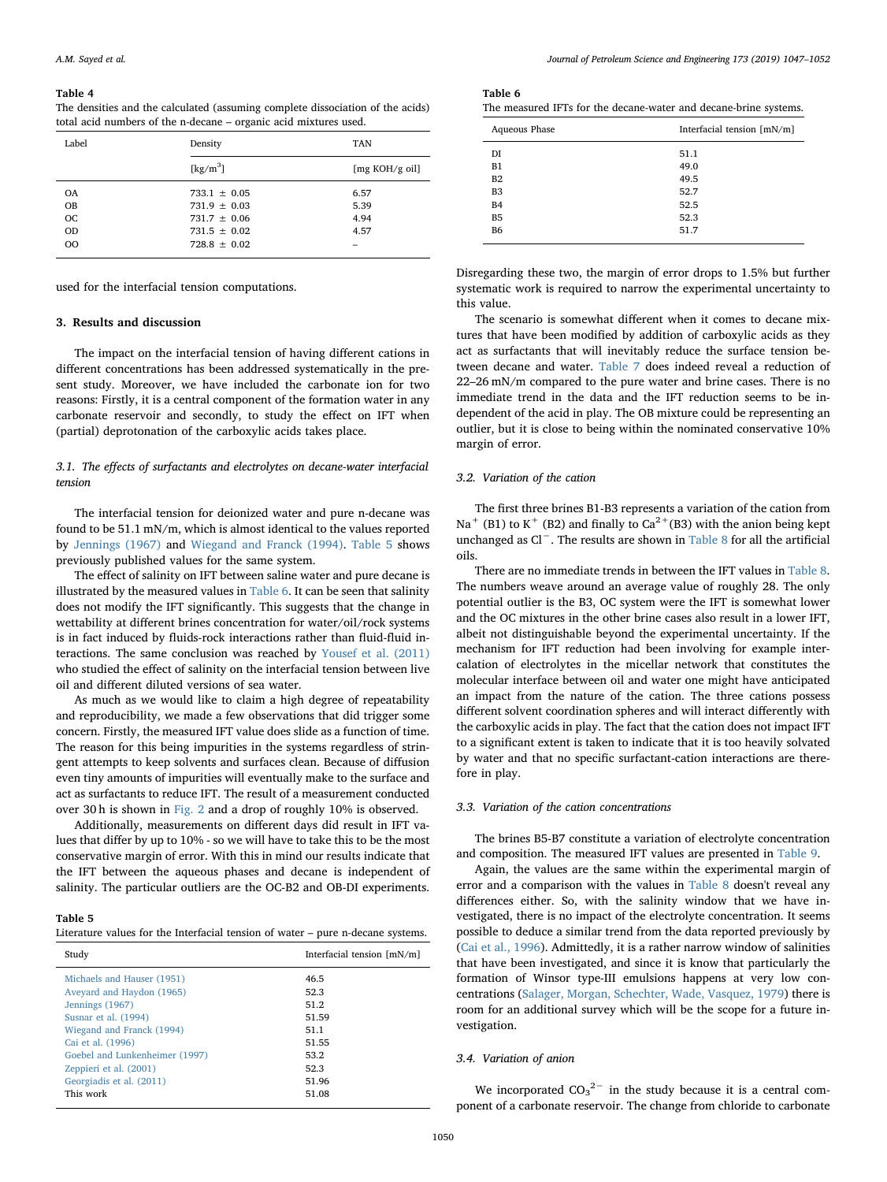**Table 4**
The densities and the calculated (assuming complete dissociation of the acids) total acid numbers of the n-decane – organic acid mixtures used.

| Label | Density | TAN |
|---|---|---|
| | [kg/m$^3$] | [mg KOH/g oil] |
| OA | 733.1 ± 0.05 | 6.57 |
| OB | 731.9 ± 0.03 | 5.39 |
| OC | 731.7 ± 0.06 | 4.94 |
| OD | 731.5 ± 0.02 | 4.57 |
| OO | 728.8 ± 0.02 | – |

used for the interfacial tension computations.

## 3. Results and discussion

The impact on the interfacial tension of having different cations in different concentrations has been addressed systematically in the present study. Moreover, we have included the carbonate ion for two reasons: Firstly, it is a central component of the formation water in any carbonate reservoir and secondly, to study the effect on IFT when (partial) deprotonation of the carboxylic acids takes place.

### 3.1. The effects of surfactants and electrolytes on decane-water interfacial tension

The interfacial tension for deionized water and pure n-decane was found to be 51.1 mN/m, which is almost identical to the values reported by Jennings (1967) and Wiegand and Franck (1994). Table 5 shows previously published values for the same system.

The effect of salinity on IFT between saline water and pure decane is illustrated by the measured values in Table 6. It can be seen that salinity does not modify the IFT significantly. This suggests that the change in wettability at different brines concentration for water/oil/rock systems is in fact induced by fluids-rock interactions rather than fluid-fluid interactions. The same conclusion was reached by Yousef et al. (2011) who studied the effect of salinity on the interfacial tension between live oil and different diluted versions of sea water.

As much as we would like to claim a high degree of repeatability and reproducibility, we made a few observations that did trigger some concern. Firstly, the measured IFT value does slide as a function of time. The reason for this being impurities in the systems regardless of stringent attempts to keep solvents and surfaces clean. Because of diffusion even tiny amounts of impurities will eventually make to the surface and act as surfactants to reduce IFT. The result of a measurement conducted over 30 h is shown in Fig. 2 and a drop of roughly 10% is observed.

Additionally, measurements on different days did result in IFT values that differ by up to 10% - so we will have to take this to be the most conservative margin of error. With this in mind our results indicate that the IFT between the aqueous phases and decane is independent of salinity. The particular outliers are the OC-B2 and OB-DI experiments.

**Table 5**
Literature values for the Interfacial tension of water – pure n-decane systems.

| Study | Interfacial tension [mN/m] |
|---|---|
| Michaels and Hauser (1951) | 46.5 |
| Aveyard and Haydon (1965) | 52.3 |
| Jennings (1967) | 51.2 |
| Susnar et al. (1994) | 51.59 |
| Wiegand and Franck (1994) | 51.1 |
| Cai et al. (1996) | 51.55 |
| Goebel and Lunkenheimer (1997) | 53.2 |
| Zeppieri et al. (2001) | 52.3 |
| Georgiadis et al. (2011) | 51.96 |
| This work | 51.08 |

**Table 6**
The measured IFTs for the decane-water and decane-brine systems.

| Aqueous Phase | Interfacial tension [mN/m] |
|---|---|
| DI | 51.1 |
| B1 | 49.0 |
| B2 | 49.5 |
| B3 | 52.7 |
| B4 | 52.5 |
| B5 | 52.3 |
| B6 | 51.7 |

Disregarding these two, the margin of error drops to 1.5% but further systematic work is required to narrow the experimental uncertainty to this value.

The scenario is somewhat different when it comes to decane mixtures that have been modified by addition of carboxylic acids as they act as surfactants that will inevitably reduce the surface tension between decane and water. Table 7 does indeed reveal a reduction of 22–26 mN/m compared to the pure water and brine cases. There is no immediate trend in the data and the IFT reduction seems to be independent of the acid in play. The OB mixture could be representing an outlier, but it is close to being within the nominated conservative 10% margin of error.

### 3.2. Variation of the cation

The first three brines B1-B3 represents a variation of the cation from $Na^+$ (B1) to $K^+$ (B2) and finally to $Ca^{2+}$(B3) with the anion being kept unchanged as $Cl^-$. The results are shown in Table 8 for all the artificial oils.

There are no immediate trends in between the IFT values in Table 8. The numbers weave around an average value of roughly 28. The only potential outlier is the B3, OC system were the IFT is somewhat lower and the OC mixtures in the other brine cases also result in a lower IFT, albeit not distinguishable beyond the experimental uncertainty. If the mechanism for IFT reduction had been involving for example intercalation of electrolytes in the micellar network that constitutes the molecular interface between oil and water one might have anticipated an impact from the nature of the cation. The three cations possess different solvent coordination spheres and will interact differently with the carboxylic acids in play. The fact that the cation does not impact IFT to a significant extent is taken to indicate that it is too heavily solvated by water and that no specific surfactant-cation interactions are therefore in play.

### 3.3. Variation of the cation concentrations

The brines B5-B7 constitute a variation of electrolyte concentration and composition. The measured IFT values are presented in Table 9.

Again, the values are the same within the experimental margin of error and a comparison with the values in Table 8 doesn't reveal any differences either. So, with the salinity window that we have investigated, there is no impact of the electrolyte concentration. It seems possible to deduce a similar trend from the data reported previously by (Cai et al., 1996). Admittedly, it is a rather narrow window of salinities that have been investigated, and since it is know that particularly the formation of Winsor type-III emulsions happens at very low concentrations (Salager, Morgan, Schechter, Wade, Vasquez, 1979) there is room for an additional survey which will be the scope for a future investigation.

### 3.4. Variation of anion

We incorporated $CO_3^{2-}$ in the study because it is a central component of a carbonate reservoir. The change from chloride to carbonate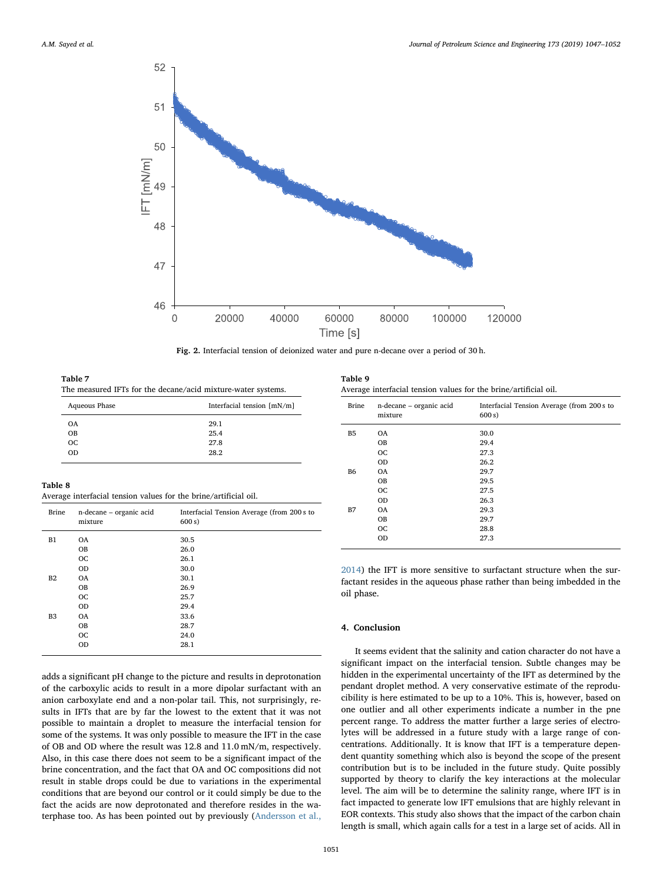Fig. 2. Interfacial tension of deionized water and pure n-decane over a period of 30 h.

**Table 7**
The measured IFTs for the decane/acid mixture-water systems.

| Aqueous Phase | Interfacial tension [mN/m] |
|---|---|
| OA | 29.1 |
| OB | 25.4 |
| OC | 27.8 |
| OD | 28.2 |

**Table 8**
Average interfacial tension values for the brine/artificial oil.

| Brine | n-decane – organic acid mixture | Interfacial Tension Average (from 200 s to 600 s) |
|---|---|---|
| B1 | OA | 30.5 |
| | OB | 26.0 |
| | OC | 26.1 |
| | OD | 30.0 |
| B2 | OA | 30.1 |
| | OB | 26.9 |
| | OC | 25.7 |
| | OD | 29.4 |
| B3 | OA | 33.6 |
| | OB | 28.7 |
| | OC | 24.0 |
| | OD | 28.1 |

adds a significant pH change to the picture and results in deprotonation of the carboxylic acids to result in a more dipolar surfactant with an anion carboxylate end and a non-polar tail. This, not surprisingly, results in IFTs that are by far the lowest to the extent that it was not possible to maintain a droplet to measure the interfacial tension for some of the systems. It was only possible to measure the IFT in the case of OB and OD where the result was 12.8 and 11.0 mN/m, respectively. Also, in this case there does not seem to be a significant impact of the brine concentration, and the fact that OA and OC compositions did not result in stable drops could be due to variations in the experimental conditions that are beyond our control or it could simply be due to the fact the acids are now deprotonated and therefore resides in the waterphase too. As has been pointed out by previously (Andersson et al., 2014) the IFT is more sensitive to surfactant structure when the surfactant resides in the aqueous phase rather than being imbedded in the oil phase.

**Table 9**
Average interfacial tension values for the brine/artificial oil.

| Brine | n-decane – organic acid mixture | Interfacial Tension Average (from 200 s to 600 s) |
|---|---|---|
| B5 | OA | 30.0 |
| | OB | 29.4 |
| | OC | 27.3 |
| | OD | 26.2 |
| B6 | OA | 29.7 |
| | OB | 29.5 |
| | OC | 27.5 |
| | OD | 26.3 |
| B7 | OA | 29.3 |
| | OB | 29.7 |
| | OC | 28.8 |
| | OD | 27.3 |

## 4. Conclusion

It seems evident that the salinity and cation character do not have a significant impact on the interfacial tension. Subtle changes may be hidden in the experimental uncertainty of the IFT as determined by the pendant droplet method. A very conservative estimate of the reproducibility is here estimated to be up to a 10%. This is, however, based on one outlier and all other experiments indicate a number in the pne percent range. To address the matter further a large series of electrolytes will be addressed in a future study with a large range of concentrations. Additionally. It is know that IFT is a temperature dependent quantity something which also is beyond the scope of the present contribution but is to be included in the future study. Quite possibly supported by theory to clarify the key interactions at the molecular level. The aim will be to determine the salinity range, where IFT is in fact impacted to generate low IFT emulsions that are highly relevant in EOR contexts. This study also shows that the impact of the carbon chain length is small, which again calls for a test in a large set of acids. All in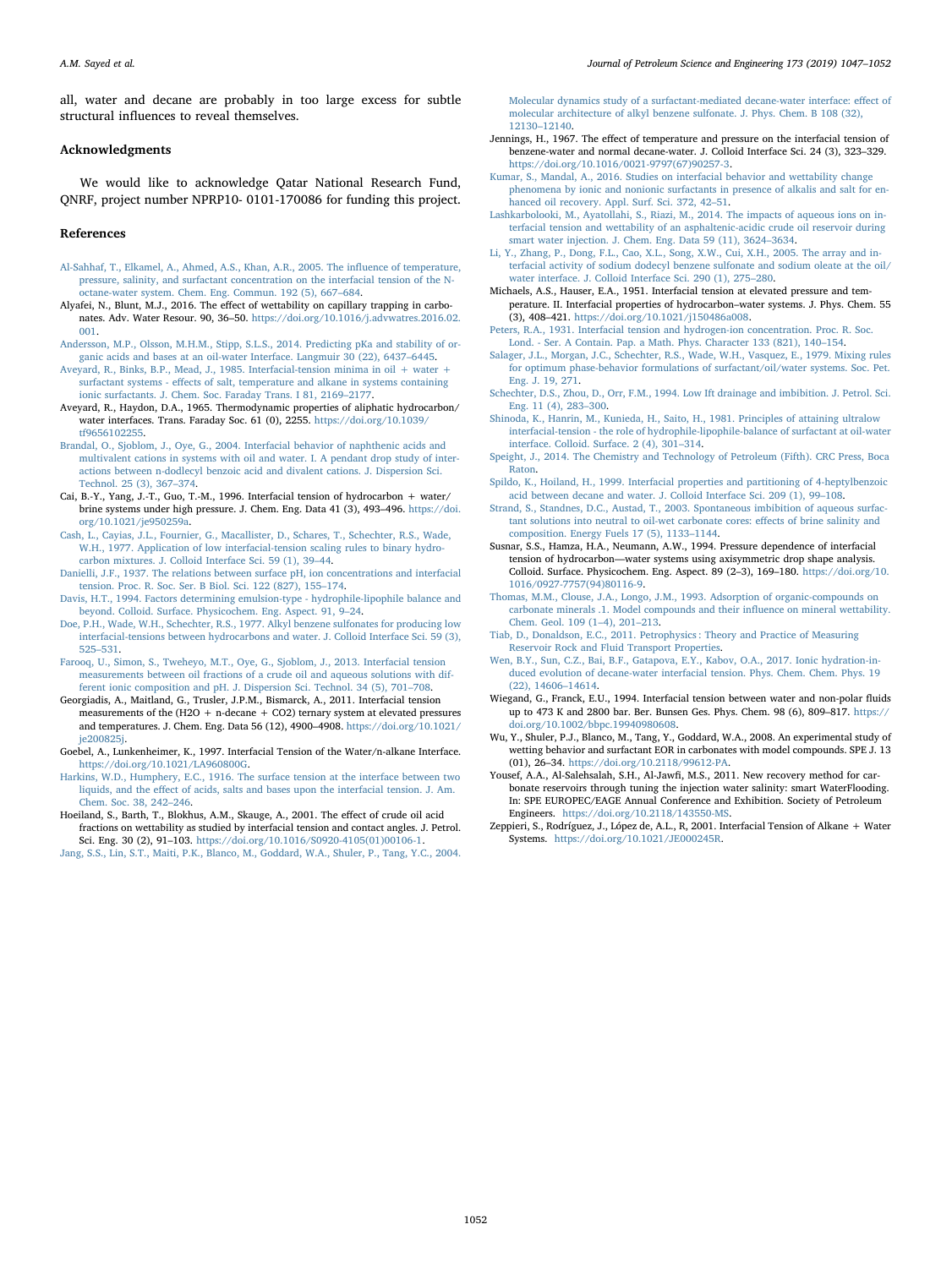all, water and decane are probably in too large excess for subtle structural influences to reveal themselves.

## Acknowledgments

We would like to acknowledge Qatar National Research Fund, QNRF, project number NPRP10- 0101-170086 for funding this project.

## References

Al-Sahhaf, T., Elkamel, A., Ahmed, A.S., Khan, A.R., 2005. The influence of temperature, pressure, salinity, and surfactant concentration on the interfacial tension of the N-octane-water system. Chem. Eng. Commun. 192 (5), 667–684.

Alyafei, N., Blunt, M.J., 2016. The effect of wettability on capillary trapping in carbonates. Adv. Water Resour. 90, 36–50. https://doi.org/10.1016/j.advwatres.2016.02.001.

Andersson, M.P., Olsson, M.H.M., Stipp, S.L.S., 2014. Predicting pKa and stability of organic acids and bases at an oil-water Interface. Langmuir 30 (22), 6437–6445.

Aveyard, R., Binks, B.P., Mead, J., 1985. Interfacial-tension minima in oil + water + surfactant systems - effects of salt, temperature and alkane in systems containing ionic surfactants. J. Chem. Soc. Faraday Trans. I 81, 2169–2177.

Aveyard, R., Haydon, D.A., 1965. Thermodynamic properties of aliphatic hydrocarbon/water interfaces. Trans. Faraday Soc. 61 (0), 2255. https://doi.org/10.1039/tf9656102255.

Brandal, O., Sjoblom, J., Oye, G., 2004. Interfacial behavior of naphthenic acids and multivalent cations in systems with oil and water. I. A pendant drop study of interactions between n-dodlecyl benzoic acid and divalent cations. J. Dispersion Sci. Technol. 25 (3), 367–374.

Cai, B.-Y., Yang, J.-T., Guo, T.-M., 1996. Interfacial tension of hydrocarbon + water/brine systems under high pressure. J. Chem. Eng. Data 41 (3), 493–496. https://doi.org/10.1021/je950259a.

Cash, L., Cayias, J.L., Fournier, G., Macallister, D., Schares, T., Schechter, R.S., Wade, W.H., 1977. Application of low interfacial-tension scaling rules to binary hydrocarbon mixtures. J. Colloid Interface Sci. 59 (1), 39–44.

Danielli, J.F., 1937. The relations between surface pH, ion concentrations and interfacial tension. Proc. R. Soc. Ser. B Biol. Sci. 122 (827), 155–174.

Davis, H.T., 1994. Factors determining emulsion-type - hydrophile-lipophile balance and beyond. Colloid. Surface. Physicochem. Eng. Aspect. 91, 9–24.

Doe, P.H., Wade, W.H., Schechter, R.S., 1977. Alkyl benzene sulfonates for producing low interfacial-tensions between hydrocarbons and water. J. Colloid Interface Sci. 59 (3), 525–531.

Farooq, U., Simon, S., Tweheyo, M.T., Oye, G., Sjoblom, J., 2013. Interfacial tension measurements between oil fractions of a crude oil and aqueous solutions with different ionic composition and pH. J. Dispersion Sci. Technol. 34 (5), 701–708.

Georgiadis, A., Maitland, G., Trusler, J.P.M., Bismarck, A., 2011. Interfacial tension measurements of the ($H_2O$ + n-decane + $CO_2$) ternary system at elevated pressures and temperatures. J. Chem. Eng. Data 56 (12), 4900–4908. https://doi.org/10.1021/je200825j.

Goebel, A., Lunkenheimer, K., 1997. Interfacial Tension of the Water/n-alkane Interface. https://doi.org/10.1021/LA960800G.

Harkins, W.D., Humphery, E.C., 1916. The surface tension at the interface between two liquids, and the effect of acids, salts and bases upon the interfacial tension. J. Am. Chem. Soc. 38, 242–246.

Hoeiland, S., Barth, T., Blokhus, A.M., Skauge, A., 2001. The effect of crude oil acid fractions on wettability as studied by interfacial tension and contact angles. J. Petrol. Sci. Eng. 30 (2), 91–103. https://doi.org/10.1016/S0920-4105(01)00106-1.

Jang, S.S., Lin, S.T., Maiti, P.K., Blanco, M., Goddard, W.A., Shuler, P., Tang, Y.C., 2004. Molecular dynamics study of a surfactant-mediated decane-water interface: effect of molecular architecture of alkyl benzene sulfonate. J. Phys. Chem. B 108 (32), 12130–12140.

Jennings, H., 1967. The effect of temperature and pressure on the interfacial tension of benzene-water and normal decane-water. J. Colloid Interface Sci. 24 (3), 323–329. https://doi.org/10.1016/0021-9797(67)90257-3.

Kumar, S., Mandal, A., 2016. Studies on interfacial behavior and wettability change phenomena by ionic and nonionic surfactants in presence of alkalis and salt for enhanced oil recovery. Appl. Surf. Sci. 372, 42–51.

Lashkarbolooki, M., Ayatollahi, S., Riazi, M., 2014. The impacts of aqueous ions on interfacial tension and wettability of an asphaltenic-acidic crude oil reservoir during smart water injection. J. Chem. Eng. Data 59 (11), 3624–3634.

Li, Y., Zhang, P., Dong, F.L., Cao, X.L., Song, X.W., Cui, X.H., 2005. The array and interfacial activity of sodium dodecyl benzene sulfonate and sodium oleate at the oil/water interface. J. Colloid Interface Sci. 290 (1), 275–280.

Michaels, A.S., Hauser, E.A., 1951. Interfacial tension at elevated pressure and temperature. II. Interfacial properties of hydrocarbon–water systems. J. Phys. Chem. 55 (3), 408–421. https://doi.org/10.1021/j150486a008.

Peters, R.A., 1931. Interfacial tension and hydrogen-ion concentration. Proc. R. Soc. Lond. - Ser. A Contain. Pap. a Math. Phys. Character 133 (821), 140–154.

Salager, J.L., Morgan, J.C., Schechter, R.S., Wade, W.H., Vasquez, E., 1979. Mixing rules for optimum phase-behavior formulations of surfactant/oil/water systems. Soc. Pet. Eng. J. 19, 271.

Schechter, D.S., Zhou, D., Orr, F.M., 1994. Low Ift drainage and imbibition. J. Petrol. Sci. Eng. 11 (4), 283–300.

Shinoda, K., Hanrin, M., Kunieda, H., Saito, H., 1981. Principles of attaining ultralow interfacial-tension - the role of hydrophile-lipophile-balance of surfactant at oil-water interface. Colloid. Surface. 2 (4), 301–314.

Speight, J., 2014. The Chemistry and Technology of Petroleum (Fifth). CRC Press, Boca Raton.

Spildo, K., Hoiland, H., 1999. Interfacial properties and partitioning of 4-heptylbenzoic acid between decane and water. J. Colloid Interface Sci. 209 (1), 99–108.

Strand, S., Standnes, D.C., Austad, T., 2003. Spontaneous imbibition of aqueous surfactant solutions into neutral to oil-wet carbonate cores: effects of brine salinity and composition. Energy Fuels 17 (5), 1133–1144.

Susnar, S.S., Hamza, H.A., Neumann, A.W., 1994. Pressure dependence of interfacial tension of hydrocarbon—water systems using axisymmetric drop shape analysis. Colloid. Surface. Physicochem. Eng. Aspect. 89 (2–3), 169–180. https://doi.org/10.1016/0927-7757(94)80116-9.

Thomas, M.M., Clouse, J.A., Longo, J.M., 1993. Adsorption of organic-compounds on carbonate minerals .1. Model compounds and their influence on mineral wettability. Chem. Geol. 109 (1–4), 201–213.

Tiab, D., Donaldson, E.C., 2011. Petrophysics : Theory and Practice of Measuring Reservoir Rock and Fluid Transport Properties.

Wen, B.Y., Sun, C.Z., Bai, B.F., Gatapova, E.Y., Kabov, O.A., 2017. Ionic hydration-induced evolution of decane-water interfacial tension. Phys. Chem. Chem. Phys. 19 (22), 14606–14614.

Wiegand, G., Franck, E.U., 1994. Interfacial tension between water and non-polar fluids up to 473 K and 2800 bar. Ber. Bunsen Ges. Phys. Chem. 98 (6), 809–817. https://doi.org/10.1002/bbpc.19940980608.

Wu, Y., Shuler, P.J., Blanco, M., Tang, Y., Goddard, W.A., 2008. An experimental study of wetting behavior and surfactant EOR in carbonates with model compounds. SPE J. 13 (01), 26–34. https://doi.org/10.2118/99612-PA.

Yousef, A.A., Al-Salehsalah, S.H., Al-Jawfi, M.S., 2011. New recovery method for carbonate reservoirs through tuning the injection water salinity: smart WaterFlooding. In: SPE EUROPEC/EAGE Annual Conference and Exhibition. Society of Petroleum Engineers. https://doi.org/10.2118/143550-MS.

Zeppieri, S., Rodríguez, J., López de, A.L., R, 2001. Interfacial Tension of Alkane + Water Systems. https://doi.org/10.1021/JE000245R.